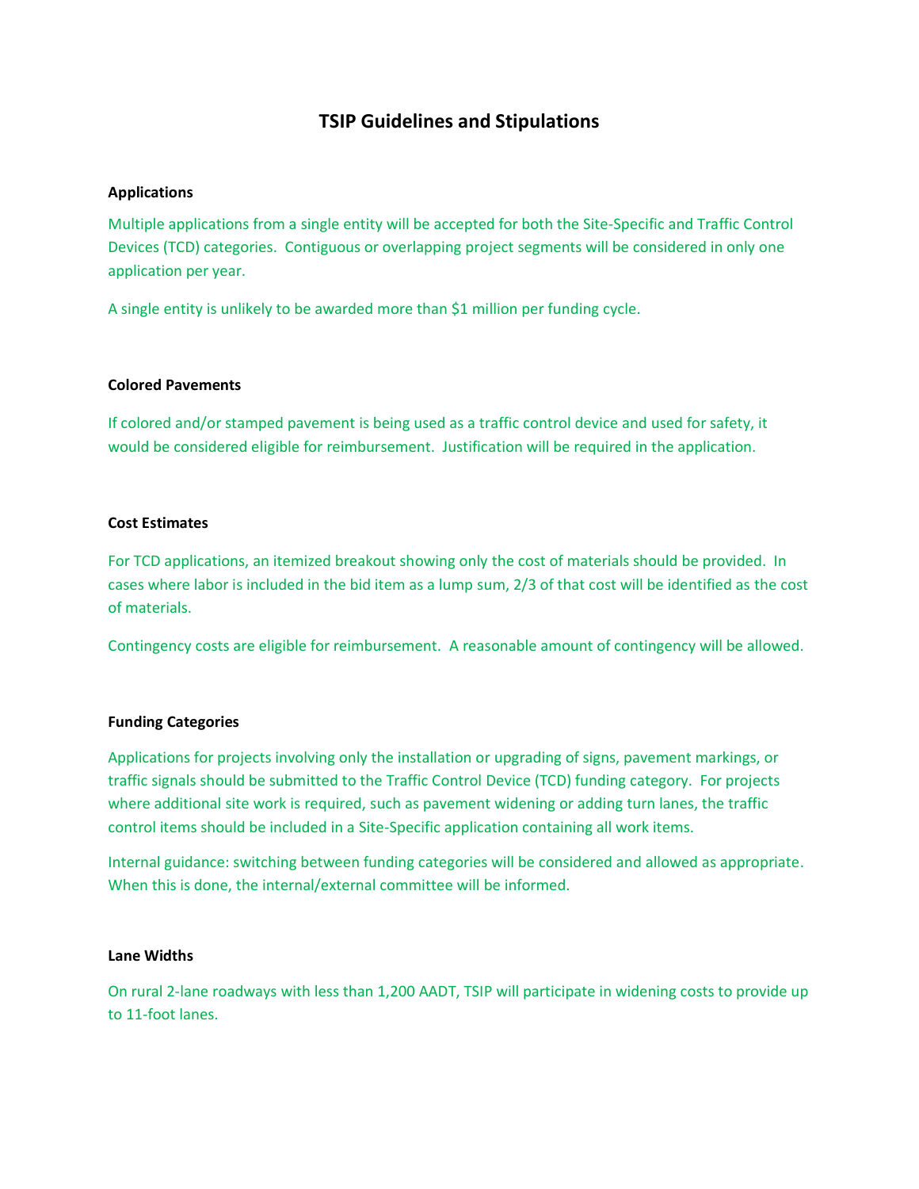# TSIP Guidelines and Stipulations

### Applications

Multiple applications from a single entity will be accepted for both the Site-Specific and Traffic Control Devices (TCD) categories. Contiguous or overlapping project segments will be considered in only one application per year.

A single entity is unlikely to be awarded more than $1 million per funding cycle.

### Colored Pavements

If colored and/or stamped pavement is being used as a traffic control device and used for safety, it would be considered eligible for reimbursement. Justification will be required in the application.

### Cost Estimates

For TCD applications, an itemized breakout showing only the cost of materials should be provided. In cases where labor is included in the bid item as a lump sum, 2/3 of that cost will be identified as the cost of materials.

Contingency costs are eligible for reimbursement. A reasonable amount of contingency will be allowed.

### Funding Categories

Applications for projects involving only the installation or upgrading of signs, pavement markings, or traffic signals should be submitted to the Traffic Control Device (TCD) funding category. For projects where additional site work is required, such as pavement widening or adding turn lanes, the traffic control items should be included in a Site-Specific application containing all work items.

Internal guidance: switching between funding categories will be considered and allowed as appropriate. When this is done, the internal/external committee will be informed.

### Lane Widths

On rural 2-lane roadways with less than 1,200 AADT, TSIP will participate in widening costs to provide up to 11-foot lanes.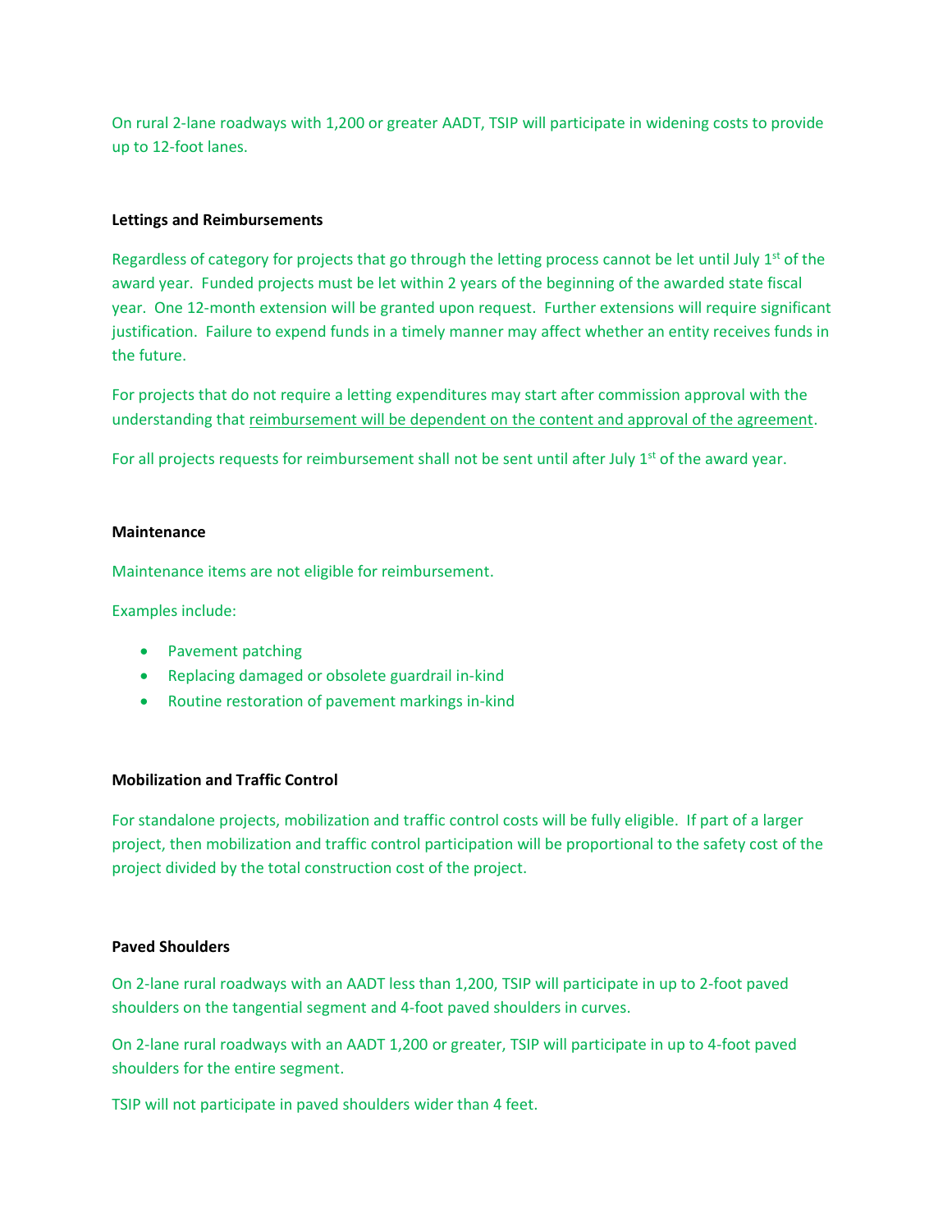On rural 2-lane roadways with 1,200 or greater AADT, TSIP will participate in widening costs to provide up to 12-foot lanes.

**Lettings and Reimbursements**

Regardless of category for projects that go through the letting process cannot be let until July 1st of the award year. Funded projects must be let within 2 years of the beginning of the awarded state fiscal year. One 12-month extension will be granted upon request. Further extensions will require significant justification. Failure to expend funds in a timely manner may affect whether an entity receives funds in the future.

For projects that do not require a letting expenditures may start after commission approval with the understanding that <u>reimbursement will be dependent on the content and approval of the agreement</u>.

For all projects requests for reimbursement shall not be sent until after July 1st of the award year.

**Maintenance**

Maintenance items are not eligible for reimbursement.

Examples include:

- Pavement patching
- Replacing damaged or obsolete guardrail in-kind
- Routine restoration of pavement markings in-kind

**Mobilization and Traffic Control**

For standalone projects, mobilization and traffic control costs will be fully eligible. If part of a larger project, then mobilization and traffic control participation will be proportional to the safety cost of the project divided by the total construction cost of the project.

**Paved Shoulders**

On 2-lane rural roadways with an AADT less than 1,200, TSIP will participate in up to 2-foot paved shoulders on the tangential segment and 4-foot paved shoulders in curves.

On 2-lane rural roadways with an AADT 1,200 or greater, TSIP will participate in up to 4-foot paved shoulders for the entire segment.

TSIP will not participate in paved shoulders wider than 4 feet.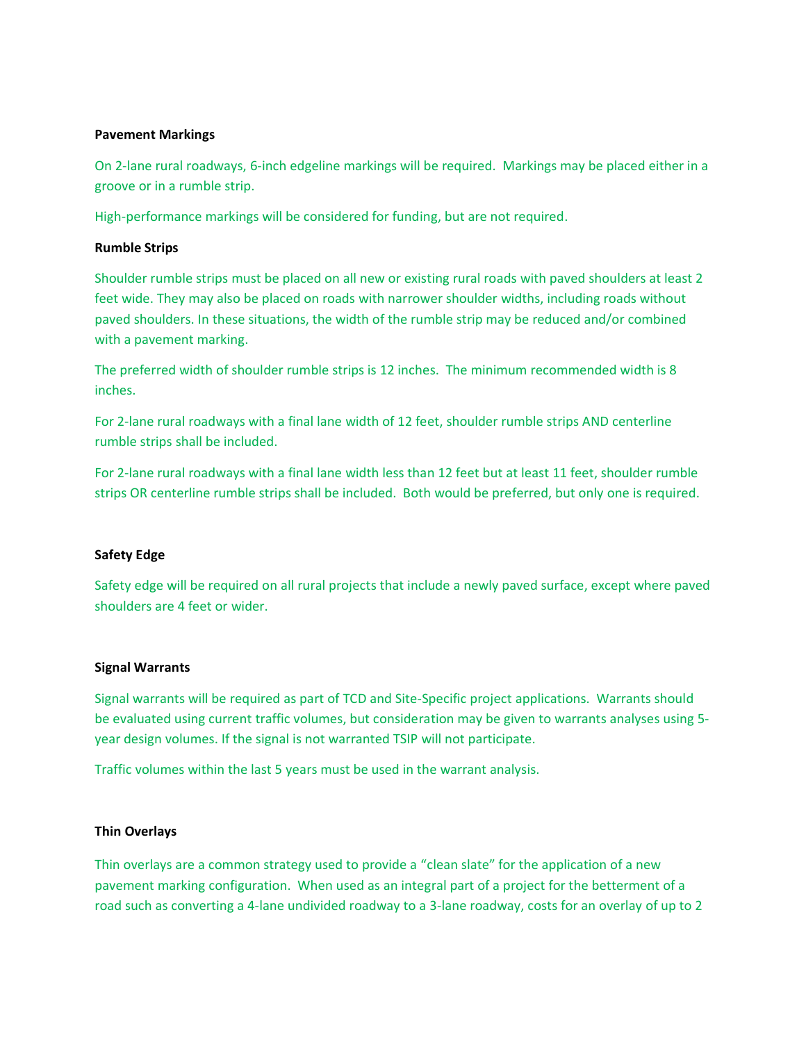**Pavement Markings**

On 2-lane rural roadways, 6-inch edgeline markings will be required. Markings may be placed either in a groove or in a rumble strip.

High-performance markings will be considered for funding, but are not required.

**Rumble Strips**

Shoulder rumble strips must be placed on all new or existing rural roads with paved shoulders at least 2 feet wide. They may also be placed on roads with narrower shoulder widths, including roads without paved shoulders. In these situations, the width of the rumble strip may be reduced and/or combined with a pavement marking.

The preferred width of shoulder rumble strips is 12 inches. The minimum recommended width is 8 inches.

For 2-lane rural roadways with a final lane width of 12 feet, shoulder rumble strips AND centerline rumble strips shall be included.

For 2-lane rural roadways with a final lane width less than 12 feet but at least 11 feet, shoulder rumble strips OR centerline rumble strips shall be included. Both would be preferred, but only one is required.

**Safety Edge**

Safety edge will be required on all rural projects that include a newly paved surface, except where paved shoulders are 4 feet or wider.

**Signal Warrants**

Signal warrants will be required as part of TCD and Site-Specific project applications. Warrants should be evaluated using current traffic volumes, but consideration may be given to warrants analyses using 5-year design volumes. If the signal is not warranted TSIP will not participate.

Traffic volumes within the last 5 years must be used in the warrant analysis.

**Thin Overlays**

Thin overlays are a common strategy used to provide a "clean slate" for the application of a new pavement marking configuration. When used as an integral part of a project for the betterment of a road such as converting a 4-lane undivided roadway to a 3-lane roadway, costs for an overlay of up to 2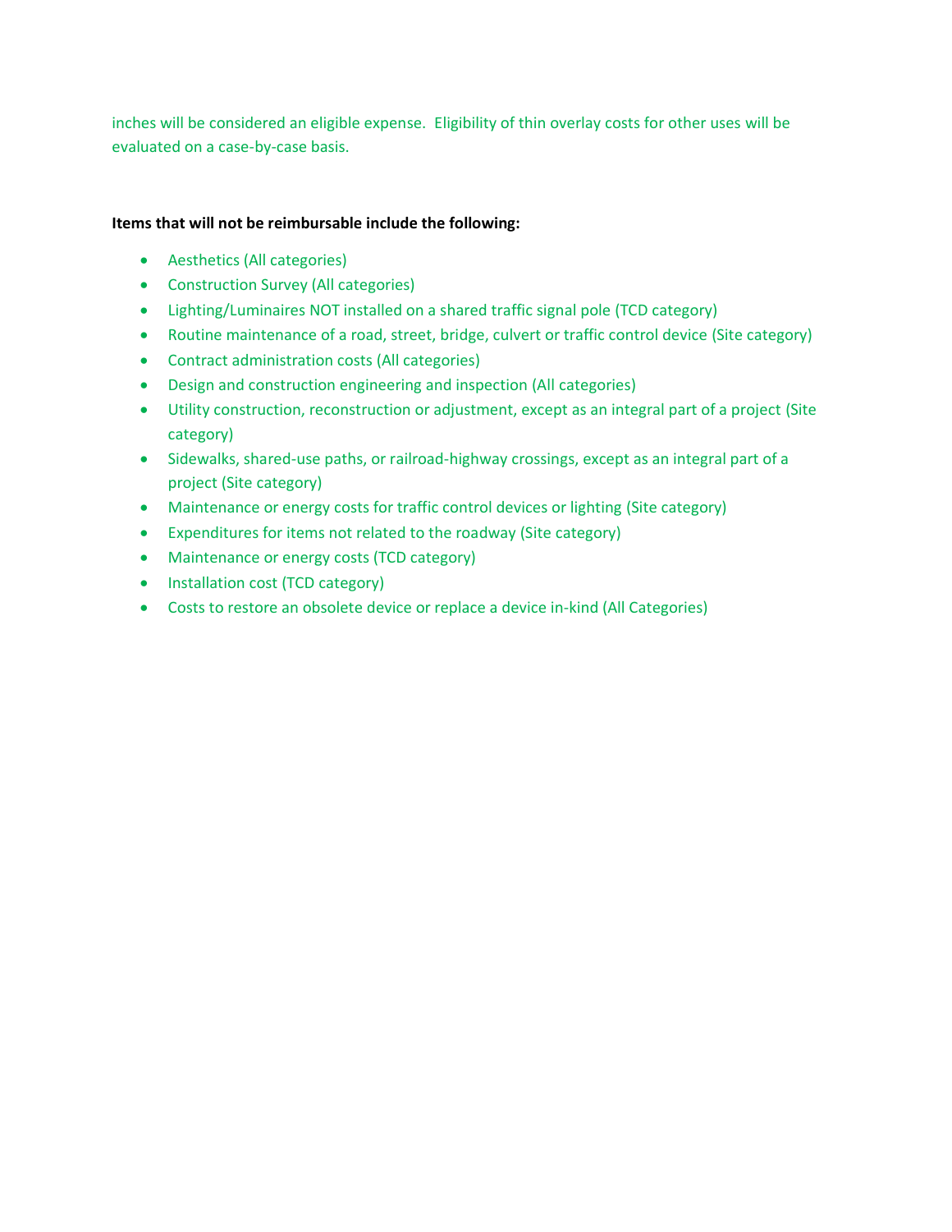inches will be considered an eligible expense. Eligibility of thin overlay costs for other uses will be evaluated on a case-by-case basis.

**Items that will not be reimbursable include the following:**

- Aesthetics (All categories)
- Construction Survey (All categories)
- Lighting/Luminaires NOT installed on a shared traffic signal pole (TCD category)
- Routine maintenance of a road, street, bridge, culvert or traffic control device (Site category)
- Contract administration costs (All categories)
- Design and construction engineering and inspection (All categories)
- Utility construction, reconstruction or adjustment, except as an integral part of a project (Site category)
- Sidewalks, shared-use paths, or railroad-highway crossings, except as an integral part of a project (Site category)
- Maintenance or energy costs for traffic control devices or lighting (Site category)
- Expenditures for items not related to the roadway (Site category)
- Maintenance or energy costs (TCD category)
- Installation cost (TCD category)
- Costs to restore an obsolete device or replace a device in-kind (All Categories)